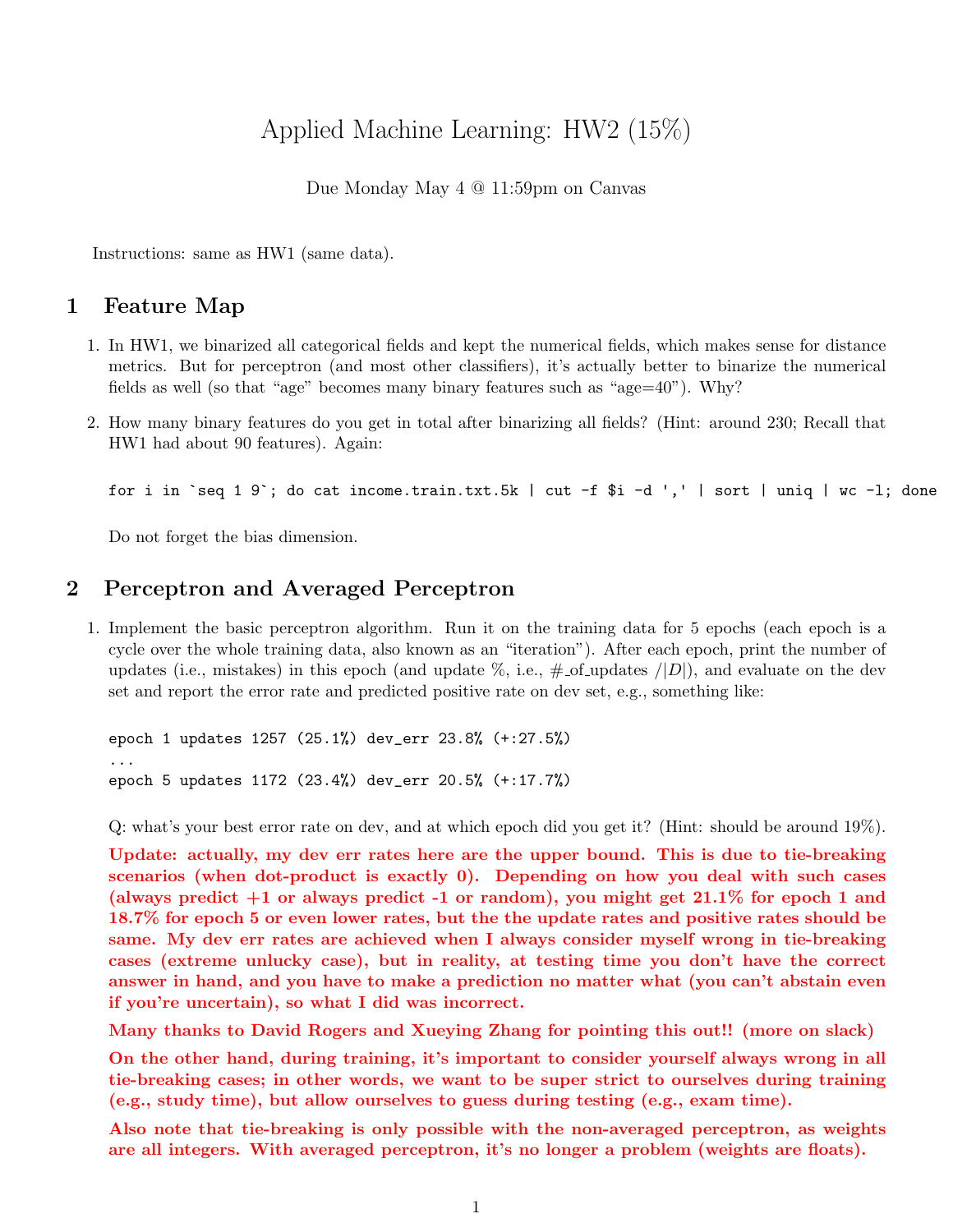# Applied Machine Learning: HW2 (15%)

Due Monday May 4 @ 11:59pm on Canvas

Instructions: same as HW1 (same data).

## 1 Feature Map

1. In HW1, we binarized all categorical fields and kept the numerical fields, which makes sense for distance metrics. But for perceptron (and most other classifiers), it's actually better to binarize the numerical fields as well (so that "age" becomes many binary features such as "age=40"). Why?

2. How many binary features do you get in total after binarizing all fields? (Hint: around 230; Recall that HW1 had about 90 features). Again:

   ```
   for i in `seq 1 9`; do cat income.train.txt.5k | cut -f $i -d ',' | sort | uniq | wc -l; done
   ```

   Do not forget the bias dimension.

## 2 Perceptron and Averaged Perceptron

1. Implement the basic perceptron algorithm. Run it on the training data for 5 epochs (each epoch is a cycle over the whole training data, also known as an "iteration"). After each epoch, print the number of updates (i.e., mistakes) in this epoch (and update %, i.e., #_of_updates /$|D|$), and evaluate on the dev set and report the error rate and predicted positive rate on dev set, e.g., something like:

   ```
   epoch 1 updates 1257 (25.1%) dev_err 23.8% (+:27.5%)
   ...
   epoch 5 updates 1172 (23.4%) dev_err 20.5% (+:17.7%)
   ```

   Q: what's your best error rate on dev, and at which epoch did you get it? (Hint: should be around 19%).

   **Update: actually, my dev err rates here are the upper bound. This is due to tie-breaking scenarios (when dot-product is exactly 0). Depending on how you deal with such cases (always predict +1 or always predict -1 or random), you might get 21.1% for epoch 1 and 18.7% for epoch 5 or even lower rates, but the the update rates and positive rates should be same. My dev err rates are achieved when I always consider myself wrong in tie-breaking cases (extreme unlucky case), but in reality, at testing time you don't have the correct answer in hand, and you have to make a prediction no matter what (you can't abstain even if you're uncertain), so what I did was incorrect.**

   **Many thanks to David Rogers and Xueying Zhang for pointing this out!! (more on slack)**

   **On the other hand, during training, it's important to consider yourself always wrong in all tie-breaking cases; in other words, we want to be super strict to ourselves during training (e.g., study time), but allow ourselves to guess during testing (e.g., exam time).**

   **Also note that tie-breaking is only possible with the non-averaged perceptron, as weights are all integers. With averaged perceptron, it's no longer a problem (weights are floats).**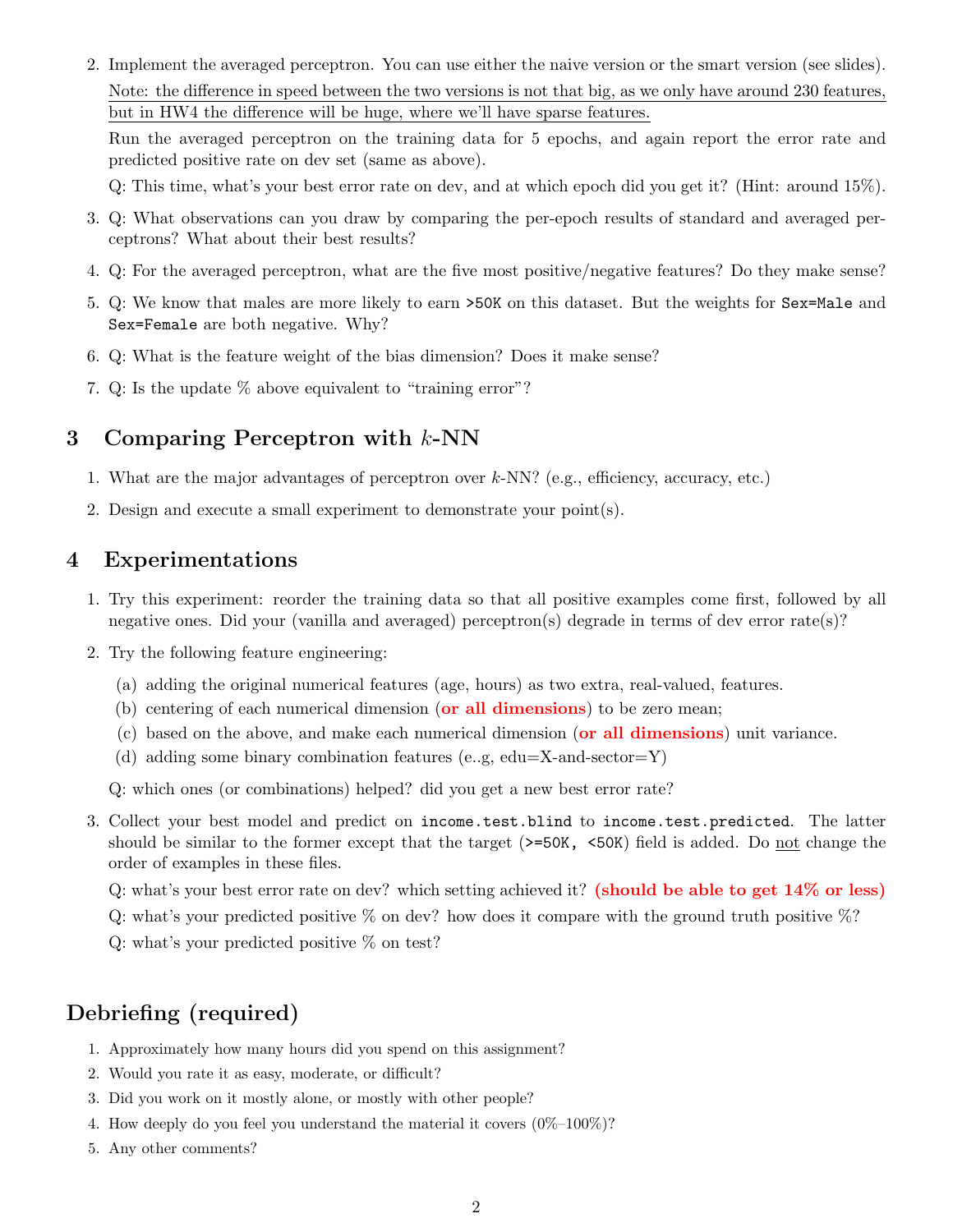2. Implement the averaged perceptron. You can use either the naive version or the smart version (see slides).

   <u>Note: the difference in speed between the two versions is not that big, as we only have around 230 features, but in HW4 the difference will be huge, where we'll have sparse features.</u>

   Run the averaged perceptron on the training data for 5 epochs, and again report the error rate and predicted positive rate on dev set (same as above).

   Q: This time, what's your best error rate on dev, and at which epoch did you get it? (Hint: around 15%).

3. Q: What observations can you draw by comparing the per-epoch results of standard and averaged perceptrons? What about their best results?

4. Q: For the averaged perceptron, what are the five most positive/negative features? Do they make sense?

5. Q: We know that males are more likely to earn `>50K` on this dataset. But the weights for `Sex=Male` and `Sex=Female` are both negative. Why?

6. Q: What is the feature weight of the bias dimension? Does it make sense?

7. Q: Is the update % above equivalent to "training error"?

## 3 Comparing Perceptron with $k$-NN

1. What are the major advantages of perceptron over $k$-NN? (e.g., efficiency, accuracy, etc.)

2. Design and execute a small experiment to demonstrate your point(s).

## 4 Experimentations

1. Try this experiment: reorder the training data so that all positive examples come first, followed by all negative ones. Did your (vanilla and averaged) perceptron(s) degrade in terms of dev error rate(s)?

2. Try the following feature engineering:

   (a) adding the original numerical features (age, hours) as two extra, real-valued, features.

   (b) centering of each numerical dimension (**or all dimensions**) to be zero mean;

   (c) based on the above, and make each numerical dimension (**or all dimensions**) unit variance.

   (d) adding some binary combination features (e..g, edu=X-and-sector=Y)

   Q: which ones (or combinations) helped? did you get a new best error rate?

3. Collect your best model and predict on `income.test.blind` to `income.test.predicted`. The latter should be similar to the former except that the target (`>=50K, <50K`) field is added. Do <u>not</u> change the order of examples in these files.

   Q: what's your best error rate on dev? which setting achieved it? **(should be able to get 14% or less)**

   Q: what's your predicted positive % on dev? how does it compare with the ground truth positive %?

   Q: what's your predicted positive % on test?

## Debriefing (required)

1. Approximately how many hours did you spend on this assignment?
2. Would you rate it as easy, moderate, or difficult?
3. Did you work on it mostly alone, or mostly with other people?
4. How deeply do you feel you understand the material it covers (0%–100%)?
5. Any other comments?